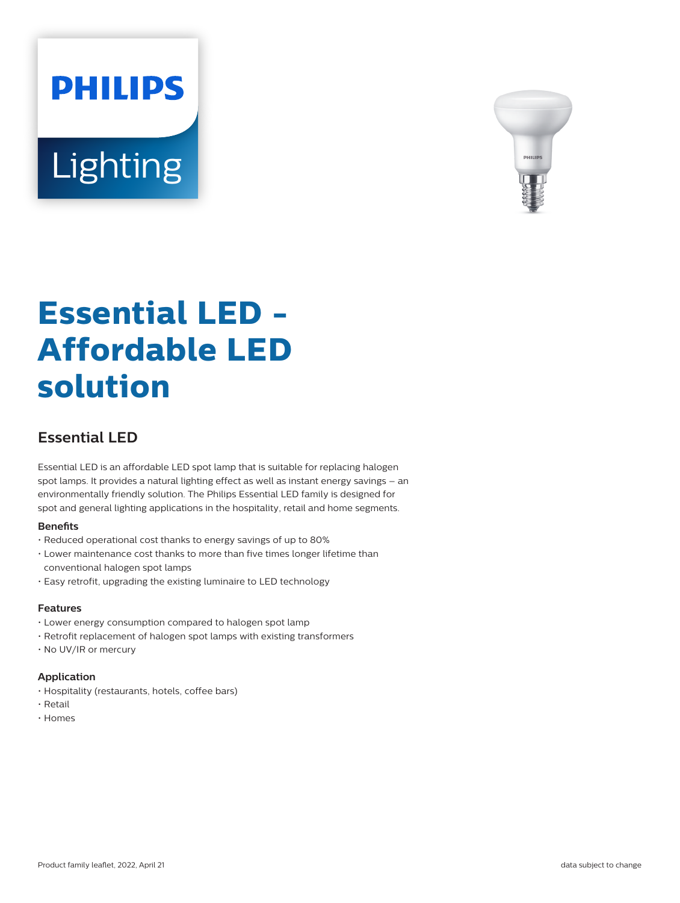PHILIPS

Lighting

# Essential LED - Affordable LED solution

## Essential LED

Essential LED is an affordable LED spot lamp that is suitable for replacing halogen spot lamps. It provides a natural lighting effect as well as instant energy savings – an environmentally friendly solution. The Philips Essential LED family is designed for spot and general lighting applications in the hospitality, retail and home segments.

### Benefits

- Reduced operational cost thanks to energy savings of up to 80%
- Lower maintenance cost thanks to more than five times longer lifetime than conventional halogen spot lamps
- Easy retrofit, upgrading the existing luminaire to LED technology

### Features

- Lower energy consumption compared to halogen spot lamp
- Retrofit replacement of halogen spot lamps with existing transformers
- No UV/IR or mercury

### Application

- Hospitality (restaurants, hotels, coffee bars)
- Retail
- Homes

Product family leaflet, 2022, April 21

data subject to change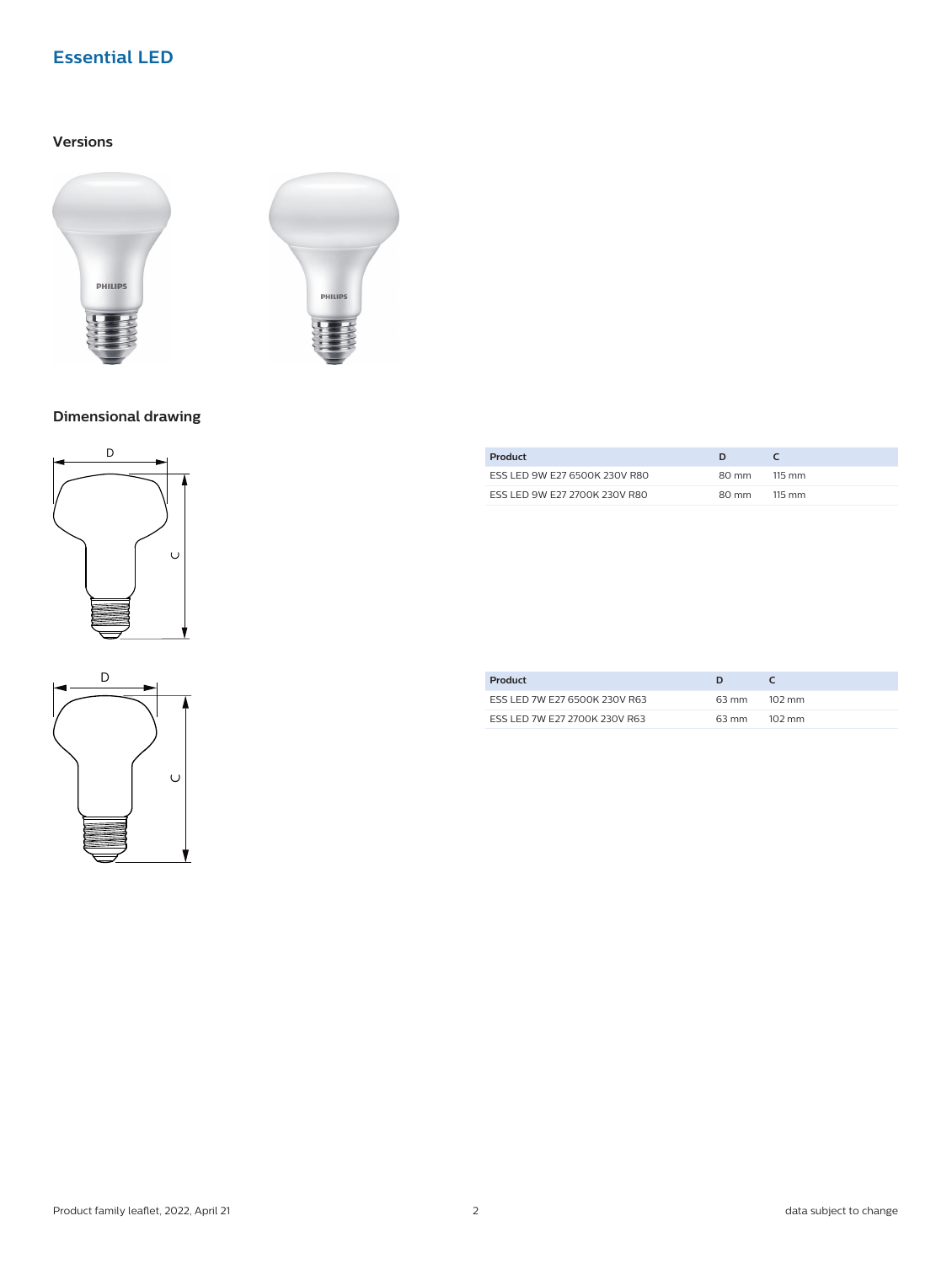## Essential LED

### Versions

### Dimensional drawing

| Product | D | C |
| --- | --- | --- |
| ESS LED 9W E27 6500K 230V R80 | 80 mm | 115 mm |
| ESS LED 9W E27 2700K 230V R80 | 80 mm | 115 mm |

| Product | D | C |
| --- | --- | --- |
| ESS LED 7W E27 6500K 230V R63 | 63 mm | 102 mm |
| ESS LED 7W E27 2700K 230V R63 | 63 mm | 102 mm |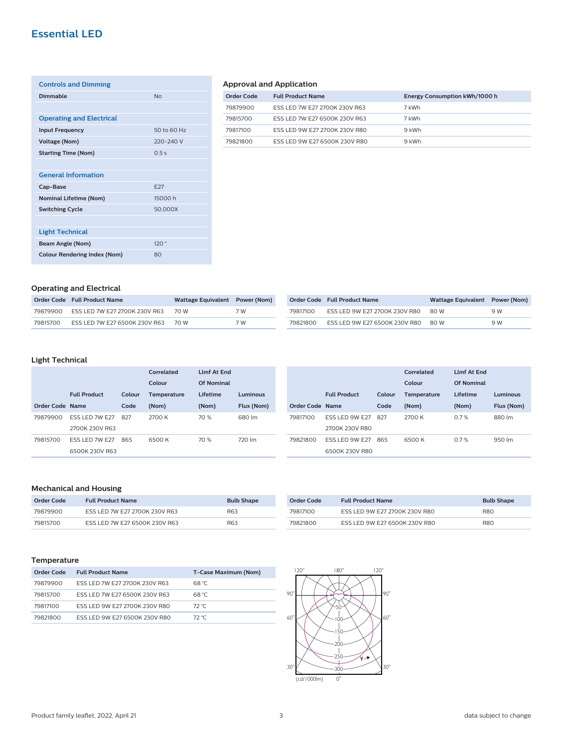# Essential LED

### Controls and Dimming

| | |
|---|---|
| **Dimmable** | No |

### Operating and Electrical

| | |
|---|---|
| **Input Frequency** | 50 to 60 Hz |
| **Voltage (Nom)** | 220-240 V |
| **Starting Time (Nom)** | 0.5 s |

### General Information

| | |
|---|---|
| **Cap-Base** | E27 |
| **Nominal Lifetime (Nom)** | 15000 h |
| **Switching Cycle** | 50,000X |

### Light Technical

| | |
|---|---|
| **Beam Angle (Nom)** | 120 ° |
| **Colour Rendering Index (Nom)** | 80 |

## Approval and Application

| Order Code | Full Product Name | Energy Consumption kWh/1000 h |
|---|---|---|
| 79879900 | ESS LED 7W E27 2700K 230V R63 | 7 kWh |
| 79815700 | ESS LED 7W E27 6500K 230V R63 | 7 kWh |
| 79817100 | ESS LED 9W E27 2700K 230V R80 | 9 kWh |
| 79821800 | ESS LED 9W E27 6500K 230V R80 | 9 kWh |

## Operating and Electrical

| Order Code | Full Product Name | Wattage Equivalent | Power (Nom) |
|---|---|---|---|
| 79879900 | ESS LED 7W E27 2700K 230V R63 | 70 W | 7 W |
| 79815700 | ESS LED 7W E27 6500K 230V R63 | 70 W | 7 W |
| 79817100 | ESS LED 9W E27 2700K 230V R80 | 80 W | 9 W |
| 79821800 | ESS LED 9W E27 6500K 230V R80 | 80 W | 9 W |

## Light Technical

| Order Code | Full Product Name | Colour Code | Correlated Colour Temperature (Nom) | Llmf At End Of Nominal Lifetime (Nom) | Luminous Flux (Nom) |
|---|---|---|---|---|---|
| 79879900 | ESS LED 7W E27 2700K 230V R63 | 827 | 2700 K | 70 % | 680 lm |
| 79815700 | ESS LED 7W E27 6500K 230V R63 | 865 | 6500 K | 70 % | 720 lm |
| 79817100 | ESS LED 9W E27 2700K 230V R80 | 827 | 2700 K | 0.7 % | 880 lm |
| 79821800 | ESS LED 9W E27 6500K 230V R80 | 865 | 6500 K | 0.7 % | 950 lm |

## Mechanical and Housing

| Order Code | Full Product Name | Bulb Shape |
|---|---|---|
| 79879900 | ESS LED 7W E27 2700K 230V R63 | R63 |
| 79815700 | ESS LED 7W E27 6500K 230V R63 | R63 |
| 79817100 | ESS LED 9W E27 2700K 230V R80 | R80 |
| 79821800 | ESS LED 9W E27 6500K 230V R80 | R80 |

## Temperature

| Order Code | Full Product Name | T-Case Maximum (Nom) |
|---|---|---|
| 79879900 | ESS LED 7W E27 2700K 230V R63 | 68 °C |
| 79815700 | ESS LED 7W E27 6500K 230V R63 | 68 °C |
| 79817100 | ESS LED 9W E27 2700K 230V R80 | 72 °C |
| 79821800 | ESS LED 9W E27 6500K 230V R80 | 72 °C |

Product family leaflet, 2022, April 21

data subject to change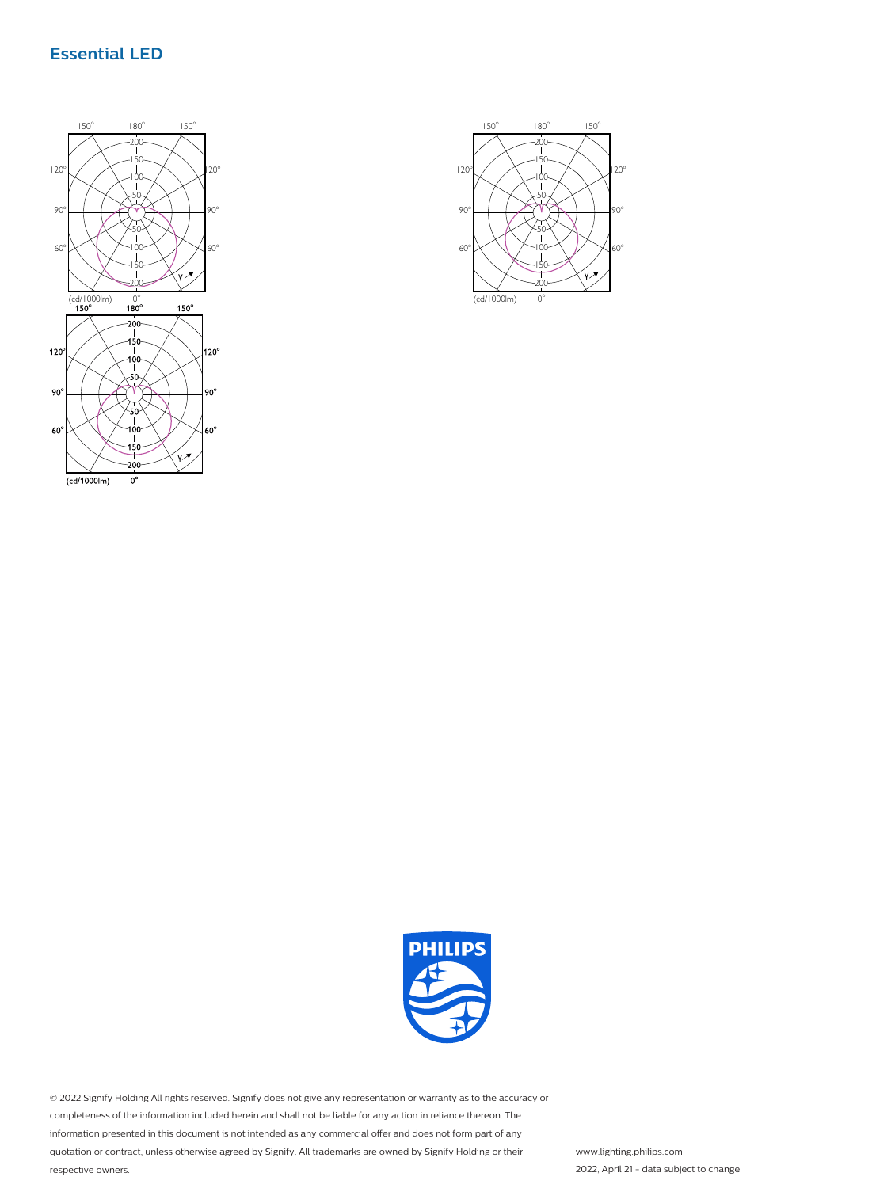## Essential LED

150° 180° 150°

200
150
100
50

120° 120°

90° 90°

60° 60°

50
100
150
200

γ

(cd/1000lm) 0°

**150° 180° 150°**

**200**
**150**
**100**
**50**

**120° 120°**

**90° 90°**

**60° 60°**

**50**
**100**
**150**
**200**

**γ**

**(cd/1000lm) 0°**

150° 180° 150°

200
150
100
50

120° 120°

90° 90°

60° 60°

50
100
150
200

γ

(cd/1000lm) 0°

© 2022 Signify Holding All rights reserved. Signify does not give any representation or warranty as to the accuracy or completeness of the information included herein and shall not be liable for any action in reliance thereon. The information presented in this document is not intended as any commercial offer and does not form part of any quotation or contract, unless otherwise agreed by Signify. All trademarks are owned by Signify Holding or their respective owners.

www.lighting.philips.com

2022, April 21 - data subject to change